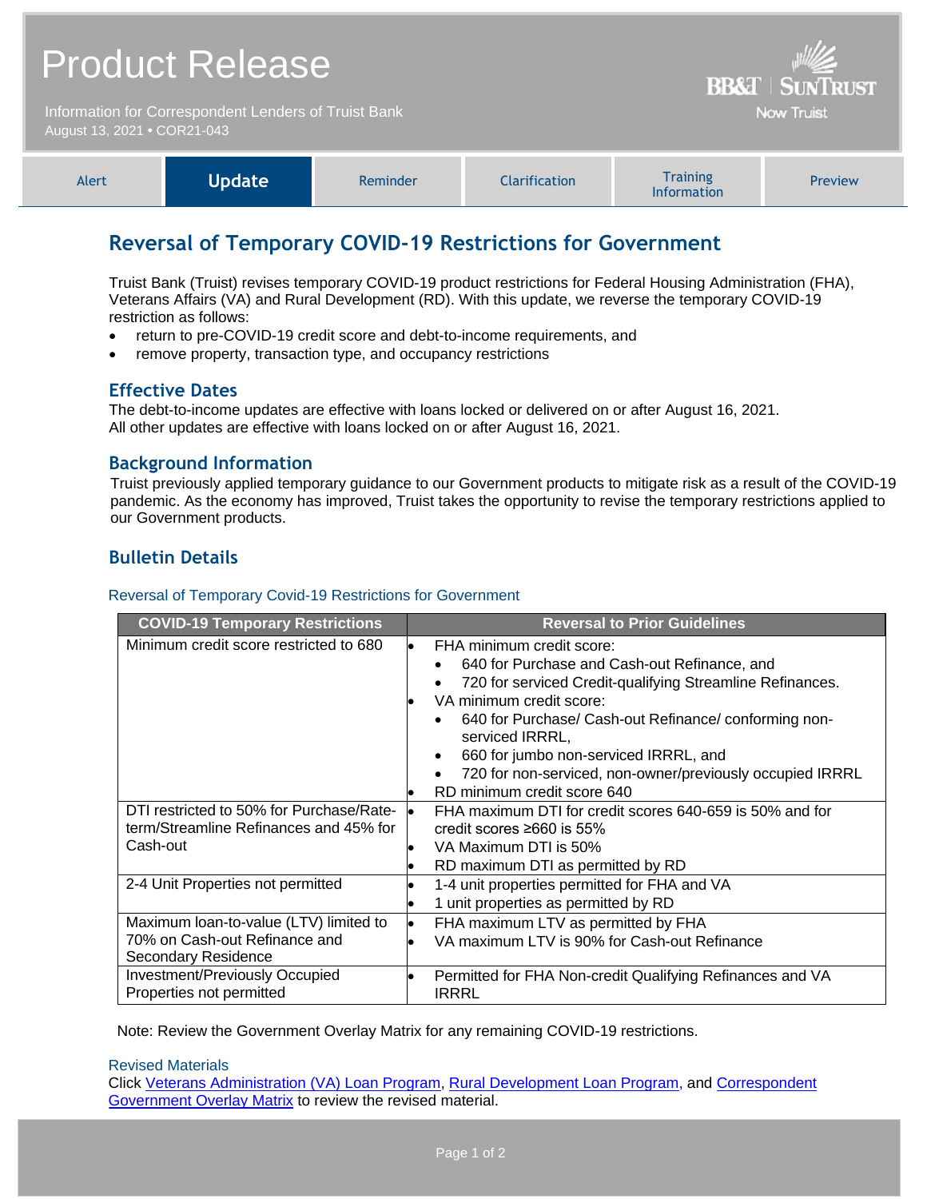# Product Release

Information for Correspondent Lenders of Truist Bank
August 13, 2021 • COR21-043

BB&T | SunTrust
Now Truist

| Alert | **Update** | Reminder | Clarification | Training Information | Preview |
|---|---|---|---|---|---|

## Reversal of Temporary COVID-19 Restrictions for Government

Truist Bank (Truist) revises temporary COVID-19 product restrictions for Federal Housing Administration (FHA), Veterans Affairs (VA) and Rural Development (RD). With this update, we reverse the temporary COVID-19 restriction as follows:

- return to pre-COVID-19 credit score and debt-to-income requirements, and
- remove property, transaction type, and occupancy restrictions

### Effective Dates

The debt-to-income updates are effective with loans locked or delivered on or after August 16, 2021.
All other updates are effective with loans locked on or after August 16, 2021.

### Background Information

Truist previously applied temporary guidance to our Government products to mitigate risk as a result of the COVID-19 pandemic. As the economy has improved, Truist takes the opportunity to revise the temporary restrictions applied to our Government products.

### Bulletin Details

Reversal of Temporary Covid-19 Restrictions for Government

| COVID-19 Temporary Restrictions | Reversal to Prior Guidelines |
|---|---|
| Minimum credit score restricted to 680 | • FHA minimum credit score:<br>  ◦ 640 for Purchase and Cash-out Refinance, and<br>  ◦ 720 for serviced Credit-qualifying Streamline Refinances.<br>• VA minimum credit score:<br>  ◦ 640 for Purchase/ Cash-out Refinance/ conforming non-serviced IRRRL,<br>  ◦ 660 for jumbo non-serviced IRRRL, and<br>  ◦ 720 for non-serviced, non-owner/previously occupied IRRRL<br>• RD minimum credit score 640 |
| DTI restricted to 50% for Purchase/Rate-term/Streamline Refinances and 45% for Cash-out | • FHA maximum DTI for credit scores 640-659 is 50% and for credit scores ≥660 is 55%<br>• VA Maximum DTI is 50%<br>• RD maximum DTI as permitted by RD |
| 2-4 Unit Properties not permitted | • 1-4 unit properties permitted for FHA and VA<br>• 1 unit properties as permitted by RD |
| Maximum loan-to-value (LTV) limited to 70% on Cash-out Refinance and Secondary Residence | • FHA maximum LTV as permitted by FHA<br>• VA maximum LTV is 90% for Cash-out Refinance |
| Investment/Previously Occupied Properties not permitted | • Permitted for FHA Non-credit Qualifying Refinances and VA IRRRL |

Note: Review the Government Overlay Matrix for any remaining COVID-19 restrictions.

Revised Materials

Click Veterans Administration (VA) Loan Program, Rural Development Loan Program, and Correspondent Government Overlay Matrix to review the revised material.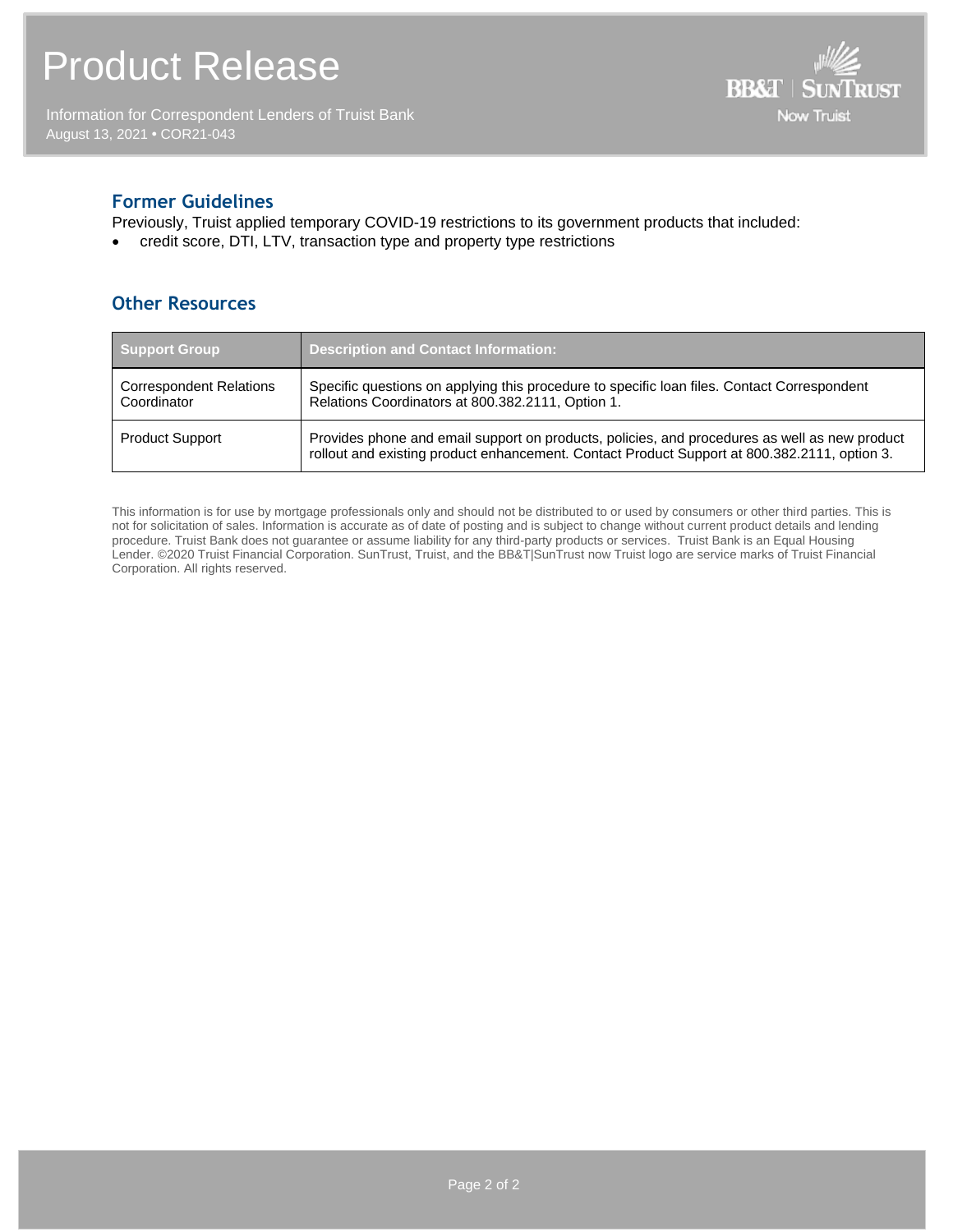# Product Release

Information for Correspondent Lenders of Truist Bank
August 13, 2021 • COR21-043

## Former Guidelines

Previously, Truist applied temporary COVID-19 restrictions to its government products that included:

- credit score, DTI, LTV, transaction type and property type restrictions

## Other Resources

| Support Group | Description and Contact Information: |
| --- | --- |
| Correspondent Relations Coordinator | Specific questions on applying this procedure to specific loan files. Contact Correspondent Relations Coordinators at 800.382.2111, Option 1. |
| Product Support | Provides phone and email support on products, policies, and procedures as well as new product rollout and existing product enhancement. Contact Product Support at 800.382.2111, option 3. |

This information is for use by mortgage professionals only and should not be distributed to or used by consumers or other third parties. This is not for solicitation of sales. Information is accurate as of date of posting and is subject to change without current product details and lending procedure. Truist Bank does not guarantee or assume liability for any third-party products or services. Truist Bank is an Equal Housing Lender. ©2020 Truist Financial Corporation. SunTrust, Truist, and the BB&T|SunTrust now Truist logo are service marks of Truist Financial Corporation. All rights reserved.